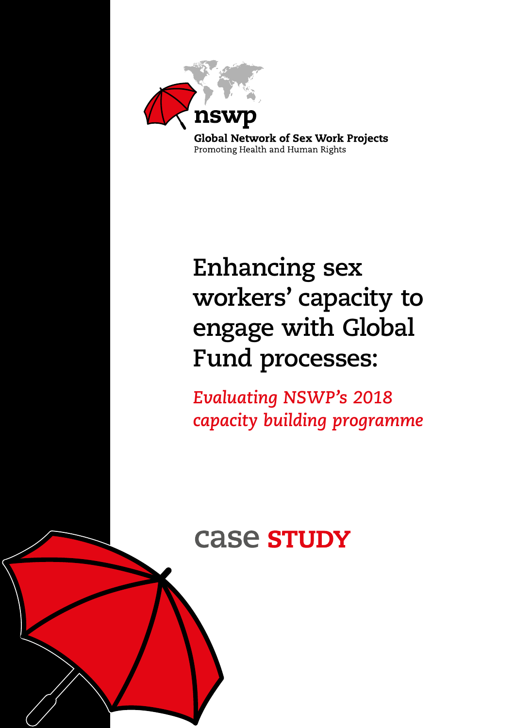nswp

Global Network of Sex Work Projects

Promoting Health and Human Rights

# Enhancing sex workers' capacity to engage with Global Fund processes:

*Evaluating NSWP's 2018 capacity building programme*

case **STUDY**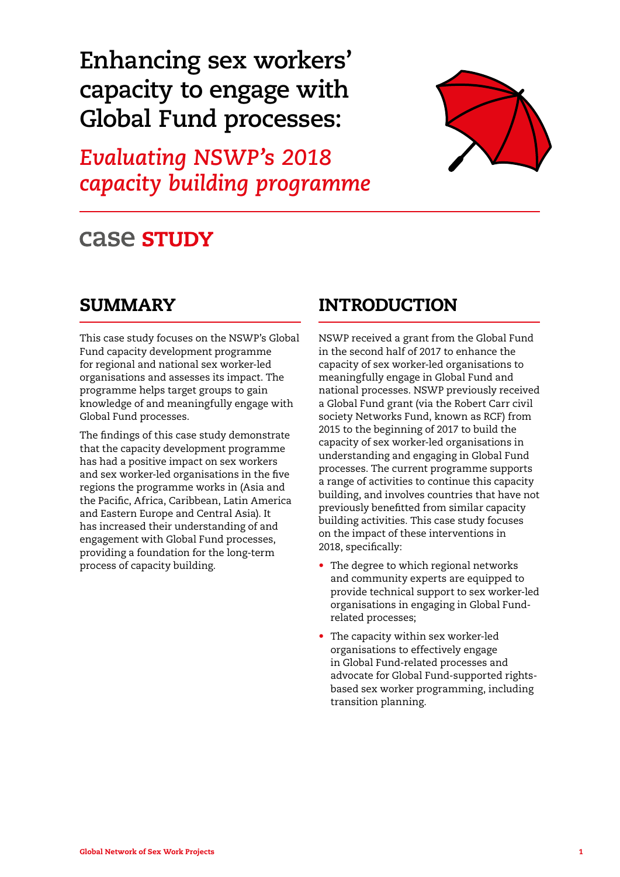# Enhancing sex workers' capacity to engage with Global Fund processes:

## *Evaluating NSWP's 2018 capacity building programme*

case **STUDY**

## SUMMARY

This case study focuses on the NSWP's Global Fund capacity development programme for regional and national sex worker-led organisations and assesses its impact. The programme helps target groups to gain knowledge of and meaningfully engage with Global Fund processes.

The findings of this case study demonstrate that the capacity development programme has had a positive impact on sex workers and sex worker-led organisations in the five regions the programme works in (Asia and the Pacific, Africa, Caribbean, Latin America and Eastern Europe and Central Asia). It has increased their understanding of and engagement with Global Fund processes, providing a foundation for the long-term process of capacity building.

## INTRODUCTION

NSWP received a grant from the Global Fund in the second half of 2017 to enhance the capacity of sex worker-led organisations to meaningfully engage in Global Fund and national processes. NSWP previously received a Global Fund grant (via the Robert Carr civil society Networks Fund, known as RCF) from 2015 to the beginning of 2017 to build the capacity of sex worker-led organisations in understanding and engaging in Global Fund processes. The current programme supports a range of activities to continue this capacity building, and involves countries that have not previously benefitted from similar capacity building activities. This case study focuses on the impact of these interventions in 2018, specifically:

- The degree to which regional networks and community experts are equipped to provide technical support to sex worker-led organisations in engaging in Global Fund-related processes;
- The capacity within sex worker-led organisations to effectively engage in Global Fund-related processes and advocate for Global Fund-supported rights-based sex worker programming, including transition planning.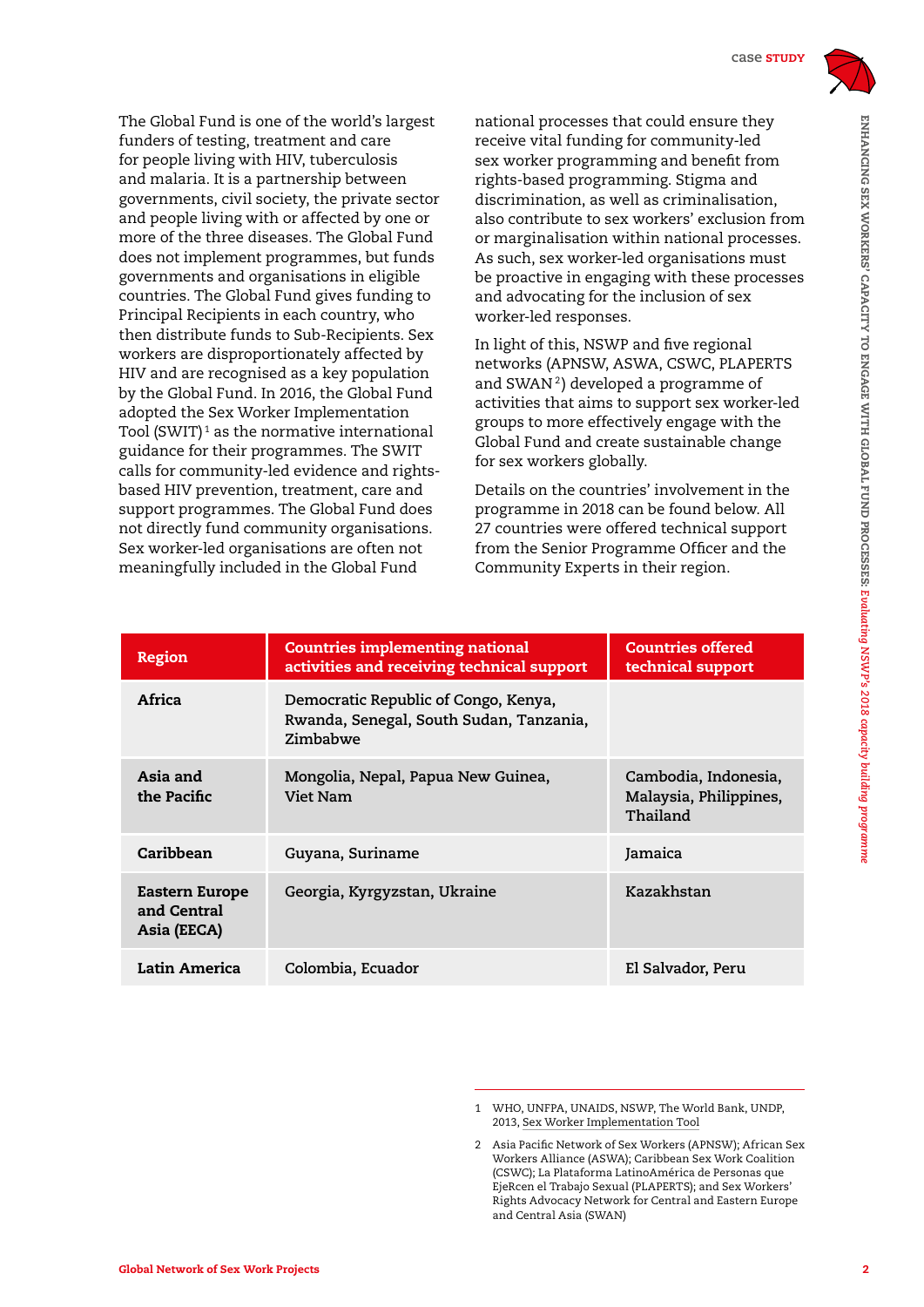The Global Fund is one of the world's largest funders of testing, treatment and care for people living with HIV, tuberculosis and malaria. It is a partnership between governments, civil society, the private sector and people living with or affected by one or more of the three diseases. The Global Fund does not implement programmes, but funds governments and organisations in eligible countries. The Global Fund gives funding to Principal Recipients in each country, who then distribute funds to Sub-Recipients. Sex workers are disproportionately affected by HIV and are recognised as a key population by the Global Fund. In 2016, the Global Fund adopted the Sex Worker Implementation Tool (SWIT)[1] as the normative international guidance for their programmes. The SWIT calls for community-led evidence and rights-based HIV prevention, treatment, care and support programmes. The Global Fund does not directly fund community organisations. Sex worker-led organisations are often not meaningfully included in the Global Fund national processes that could ensure they receive vital funding for community-led sex worker programming and benefit from rights-based programming. Stigma and discrimination, as well as criminalisation, also contribute to sex workers' exclusion from or marginalisation within national processes. As such, sex worker-led organisations must be proactive in engaging with these processes and advocating for the inclusion of sex worker-led responses.

In light of this, NSWP and five regional networks (APNSW, ASWA, CSWC, PLAPERTS and SWAN[2]) developed a programme of activities that aims to support sex worker-led groups to more effectively engage with the Global Fund and create sustainable change for sex workers globally.

Details on the countries' involvement in the programme in 2018 can be found below. All 27 countries were offered technical support from the Senior Programme Officer and the Community Experts in their region.

| Region | Countries implementing national activities and receiving technical support | Countries offered technical support |
|---|---|---|
| Africa | Democratic Republic of Congo, Kenya, Rwanda, Senegal, South Sudan, Tanzania, Zimbabwe | |
| Asia and the Pacific | Mongolia, Nepal, Papua New Guinea, Viet Nam | Cambodia, Indonesia, Malaysia, Philippines, Thailand |
| Caribbean | Guyana, Suriname | Jamaica |
| Eastern Europe and Central Asia (EECA) | Georgia, Kyrgyzstan, Ukraine | Kazakhstan |
| Latin America | Colombia, Ecuador | El Salvador, Peru |

1 WHO, UNFPA, UNAIDS, NSWP, The World Bank, UNDP, 2013, Sex Worker Implementation Tool

2 Asia Pacific Network of Sex Workers (APNSW); African Sex Workers Alliance (ASWA); Caribbean Sex Work Coalition (CSWC); La Plataforma LatinoAmérica de Personas que EjeRcen el Trabajo Sexual (PLAPERTS); and Sex Workers' Rights Advocacy Network for Central and Eastern Europe and Central Asia (SWAN)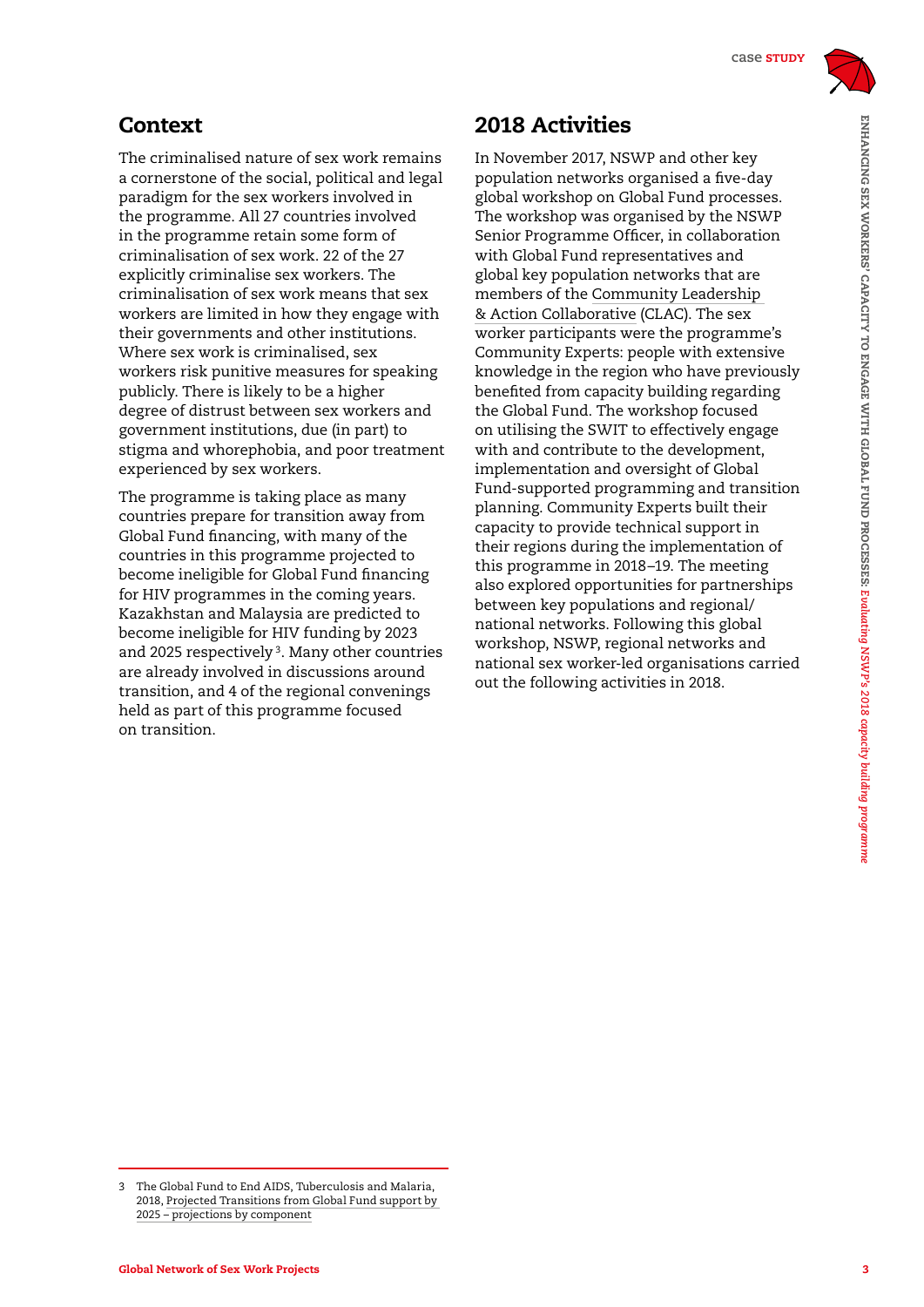## Context

The criminalised nature of sex work remains a cornerstone of the social, political and legal paradigm for the sex workers involved in the programme. All 27 countries involved in the programme retain some form of criminalisation of sex work. 22 of the 27 explicitly criminalise sex workers. The criminalisation of sex work means that sex workers are limited in how they engage with their governments and other institutions. Where sex work is criminalised, sex workers risk punitive measures for speaking publicly. There is likely to be a higher degree of distrust between sex workers and government institutions, due (in part) to stigma and whorephobia, and poor treatment experienced by sex workers.

The programme is taking place as many countries prepare for transition away from Global Fund financing, with many of the countries in this programme projected to become ineligible for Global Fund financing for HIV programmes in the coming years. Kazakhstan and Malaysia are predicted to become ineligible for HIV funding by 2023 and 2025 respectively[3]. Many other countries are already involved in discussions around transition, and 4 of the regional convenings held as part of this programme focused on transition.

## 2018 Activities

In November 2017, NSWP and other key population networks organised a five-day global workshop on Global Fund processes. The workshop was organised by the NSWP Senior Programme Officer, in collaboration with Global Fund representatives and global key population networks that are members of the Community Leadership & Action Collaborative (CLAC). The sex worker participants were the programme's Community Experts: people with extensive knowledge in the region who have previously benefited from capacity building regarding the Global Fund. The workshop focused on utilising the SWIT to effectively engage with and contribute to the development, implementation and oversight of Global Fund-supported programming and transition planning. Community Experts built their capacity to provide technical support in their regions during the implementation of this programme in 2018–19. The meeting also explored opportunities for partnerships between key populations and regional/national networks. Following this global workshop, NSWP, regional networks and national sex worker-led organisations carried out the following activities in 2018.

---

3 The Global Fund to End AIDS, Tuberculosis and Malaria, 2018, Projected Transitions from Global Fund support by 2025 – projections by component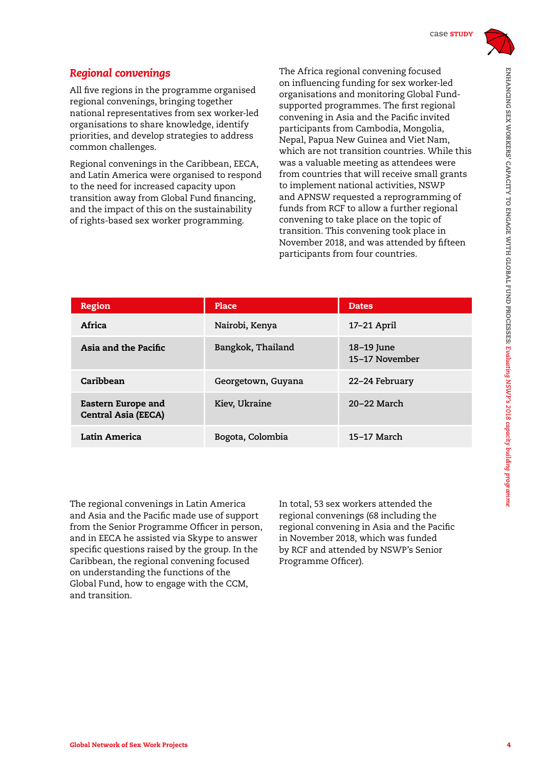## *Regional convenings*

All five regions in the programme organised regional convenings, bringing together national representatives from sex worker-led organisations to share knowledge, identify priorities, and develop strategies to address common challenges.

Regional convenings in the Caribbean, EECA, and Latin America were organised to respond to the need for increased capacity upon transition away from Global Fund financing, and the impact of this on the sustainability of rights-based sex worker programming.

The Africa regional convening focused on influencing funding for sex worker-led organisations and monitoring Global Fund-supported programmes. The first regional convening in Asia and the Pacific invited participants from Cambodia, Mongolia, Nepal, Papua New Guinea and Viet Nam, which are not transition countries. While this was a valuable meeting as attendees were from countries that will receive small grants to implement national activities, NSWP and APNSW requested a reprogramming of funds from RCF to allow a further regional convening to take place on the topic of transition. This convening took place in November 2018, and was attended by fifteen participants from four countries.

| Region | Place | Dates |
|---|---|---|
| **Africa** | Nairobi, Kenya | 17–21 April |
| **Asia and the Pacific** | Bangkok, Thailand | 18–19 June<br>15–17 November |
| **Caribbean** | Georgetown, Guyana | 22–24 February |
| **Eastern Europe and Central Asia (EECA)** | Kiev, Ukraine | 20–22 March |
| **Latin America** | Bogota, Colombia | 15–17 March |

The regional convenings in Latin America and Asia and the Pacific made use of support from the Senior Programme Officer in person, and in EECA he assisted via Skype to answer specific questions raised by the group. In the Caribbean, the regional convening focused on understanding the functions of the Global Fund, how to engage with the CCM, and transition.

In total, 53 sex workers attended the regional convenings (68 including the regional convening in Asia and the Pacific in November 2018, which was funded by RCF and attended by NSWP's Senior Programme Officer).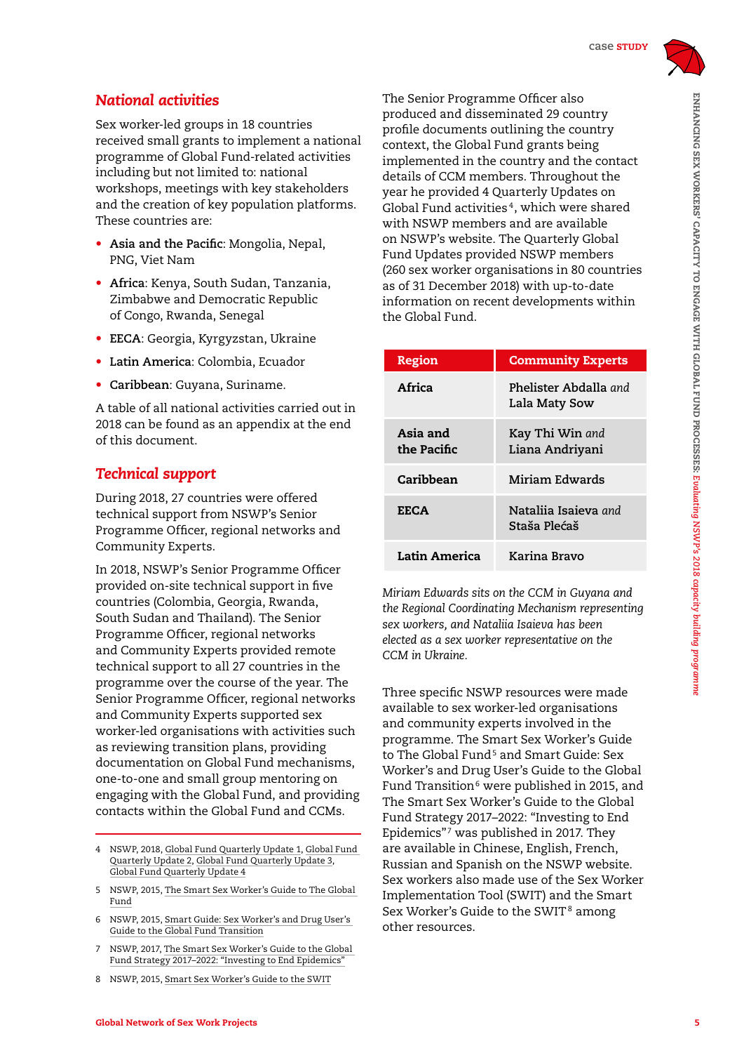## *National activities*

Sex worker-led groups in 18 countries received small grants to implement a national programme of Global Fund-related activities including but not limited to: national workshops, meetings with key stakeholders and the creation of key population platforms. These countries are:

- **Asia and the Pacific**: Mongolia, Nepal, PNG, Viet Nam
- **Africa**: Kenya, South Sudan, Tanzania, Zimbabwe and Democratic Republic of Congo, Rwanda, Senegal
- **EECA**: Georgia, Kyrgyzstan, Ukraine
- **Latin America**: Colombia, Ecuador
- **Caribbean**: Guyana, Suriname.

A table of all national activities carried out in 2018 can be found as an appendix at the end of this document.

## *Technical support*

During 2018, 27 countries were offered technical support from NSWP's Senior Programme Officer, regional networks and Community Experts.

In 2018, NSWP's Senior Programme Officer provided on-site technical support in five countries (Colombia, Georgia, Rwanda, South Sudan and Thailand). The Senior Programme Officer, regional networks and Community Experts provided remote technical support to all 27 countries in the programme over the course of the year. The Senior Programme Officer, regional networks and Community Experts supported sex worker-led organisations with activities such as reviewing transition plans, providing documentation on Global Fund mechanisms, one-to-one and small group mentoring on engaging with the Global Fund, and providing contacts within the Global Fund and CCMs.

The Senior Programme Officer also produced and disseminated 29 country profile documents outlining the country context, the Global Fund grants being implemented in the country and the contact details of CCM members. Throughout the year he provided 4 Quarterly Updates on Global Fund activities[4], which were shared with NSWP members and are available on NSWP's website. The Quarterly Global Fund Updates provided NSWP members (260 sex worker organisations in 80 countries as of 31 December 2018) with up-to-date information on recent developments within the Global Fund.

| Region | Community Experts |
|---|---|
| **Africa** | **Phelister Abdalla** *and* **Lala Maty Sow** |
| **Asia and the Pacific** | **Kay Thi Win** *and* **Liana Andriyani** |
| **Caribbean** | **Miriam Edwards** |
| **EECA** | **Nataliia Isaieva** *and* **Staša Plećaš** |
| **Latin America** | **Karina Bravo** |

*Miriam Edwards sits on the CCM in Guyana and the Regional Coordinating Mechanism representing sex workers, and Nataliia Isaieva has been elected as a sex worker representative on the CCM in Ukraine.*

Three specific NSWP resources were made available to sex worker-led organisations and community experts involved in the programme. The Smart Sex Worker's Guide to The Global Fund[5] and Smart Guide: Sex Worker's and Drug User's Guide to the Global Fund Transition[6] were published in 2015, and The Smart Sex Worker's Guide to the Global Fund Strategy 2017–2022: "Investing to End Epidemics"[7] was published in 2017. They are available in Chinese, English, French, Russian and Spanish on the NSWP website. Sex workers also made use of the Sex Worker Implementation Tool (SWIT) and the Smart Sex Worker's Guide to the SWIT[8] among other resources.

---

4 NSWP, 2018, Global Fund Quarterly Update 1, Global Fund Quarterly Update 2, Global Fund Quarterly Update 3, Global Fund Quarterly Update 4

5 NSWP, 2015, The Smart Sex Worker's Guide to The Global Fund

6 NSWP, 2015, Smart Guide: Sex Worker's and Drug User's Guide to the Global Fund Transition

7 NSWP, 2017, The Smart Sex Worker's Guide to the Global Fund Strategy 2017–2022: "Investing to End Epidemics"

8 NSWP, 2015, Smart Sex Worker's Guide to the SWIT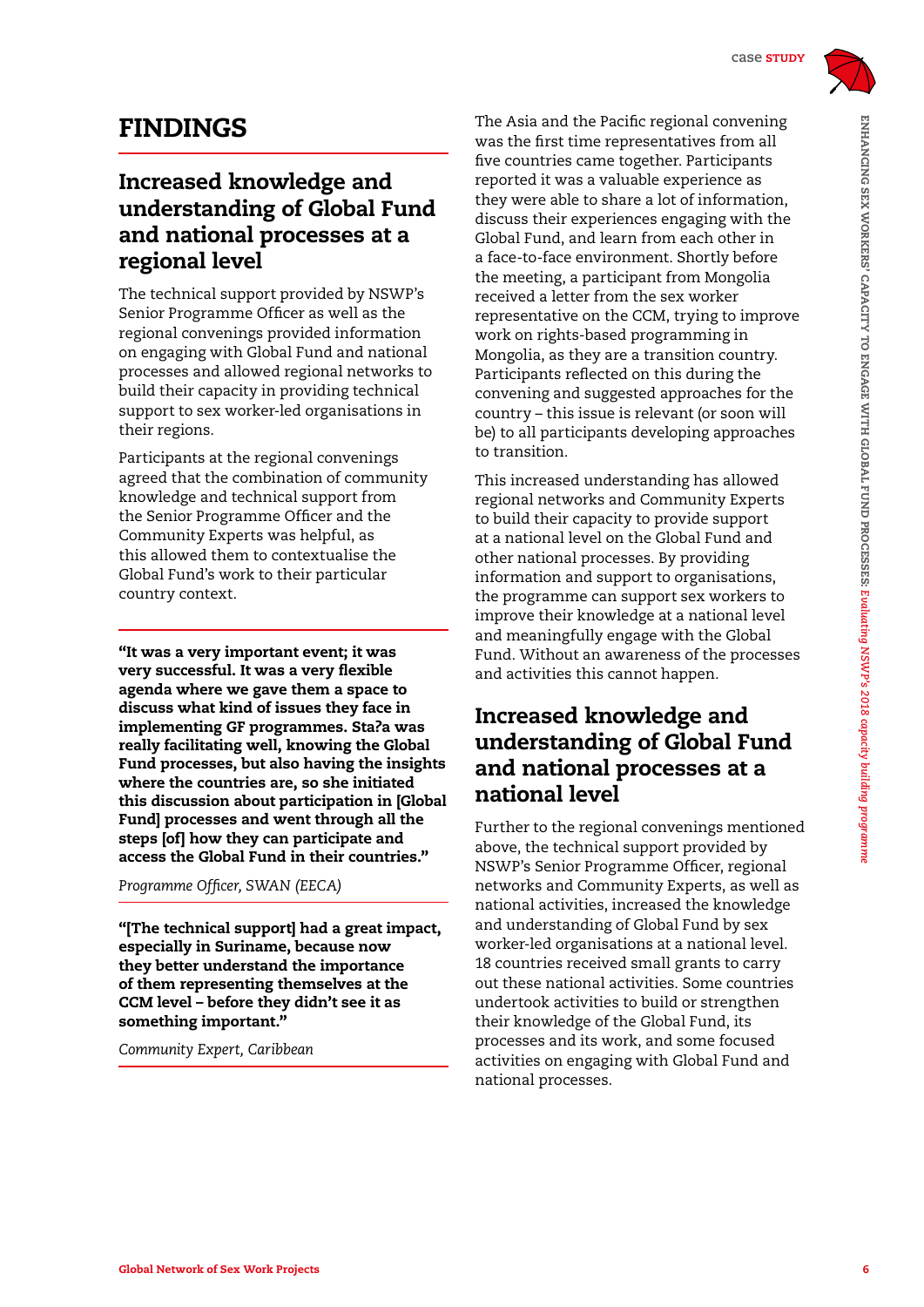# FINDINGS

## Increased knowledge and understanding of Global Fund and national processes at a regional level

The technical support provided by NSWP's Senior Programme Officer as well as the regional convenings provided information on engaging with Global Fund and national processes and allowed regional networks to build their capacity in providing technical support to sex worker-led organisations in their regions.

Participants at the regional convenings agreed that the combination of community knowledge and technical support from the Senior Programme Officer and the Community Experts was helpful, as this allowed them to contextualise the Global Fund's work to their particular country context.

**"It was a very important event; it was very successful. It was a very flexible agenda where we gave them a space to discuss what kind of issues they face in implementing GF programmes. Sta?a was really facilitating well, knowing the Global Fund processes, but also having the insights where the countries are, so she initiated this discussion about participation in [Global Fund] processes and went through all the steps [of] how they can participate and access the Global Fund in their countries."**

*Programme Officer, SWAN (EECA)*

**"[The technical support] had a great impact, especially in Suriname, because now they better understand the importance of them representing themselves at the CCM level – before they didn't see it as something important."**

*Community Expert, Caribbean*

The Asia and the Pacific regional convening was the first time representatives from all five countries came together. Participants reported it was a valuable experience as they were able to share a lot of information, discuss their experiences engaging with the Global Fund, and learn from each other in a face-to-face environment. Shortly before the meeting, a participant from Mongolia received a letter from the sex worker representative on the CCM, trying to improve work on rights-based programming in Mongolia, as they are a transition country. Participants reflected on this during the convening and suggested approaches for the country – this issue is relevant (or soon will be) to all participants developing approaches to transition.

This increased understanding has allowed regional networks and Community Experts to build their capacity to provide support at a national level on the Global Fund and other national processes. By providing information and support to organisations, the programme can support sex workers to improve their knowledge at a national level and meaningfully engage with the Global Fund. Without an awareness of the processes and activities this cannot happen.

## Increased knowledge and understanding of Global Fund and national processes at a national level

Further to the regional convenings mentioned above, the technical support provided by NSWP's Senior Programme Officer, regional networks and Community Experts, as well as national activities, increased the knowledge and understanding of Global Fund by sex worker-led organisations at a national level. 18 countries received small grants to carry out these national activities. Some countries undertook activities to build or strengthen their knowledge of the Global Fund, its processes and its work, and some focused activities on engaging with Global Fund and national processes.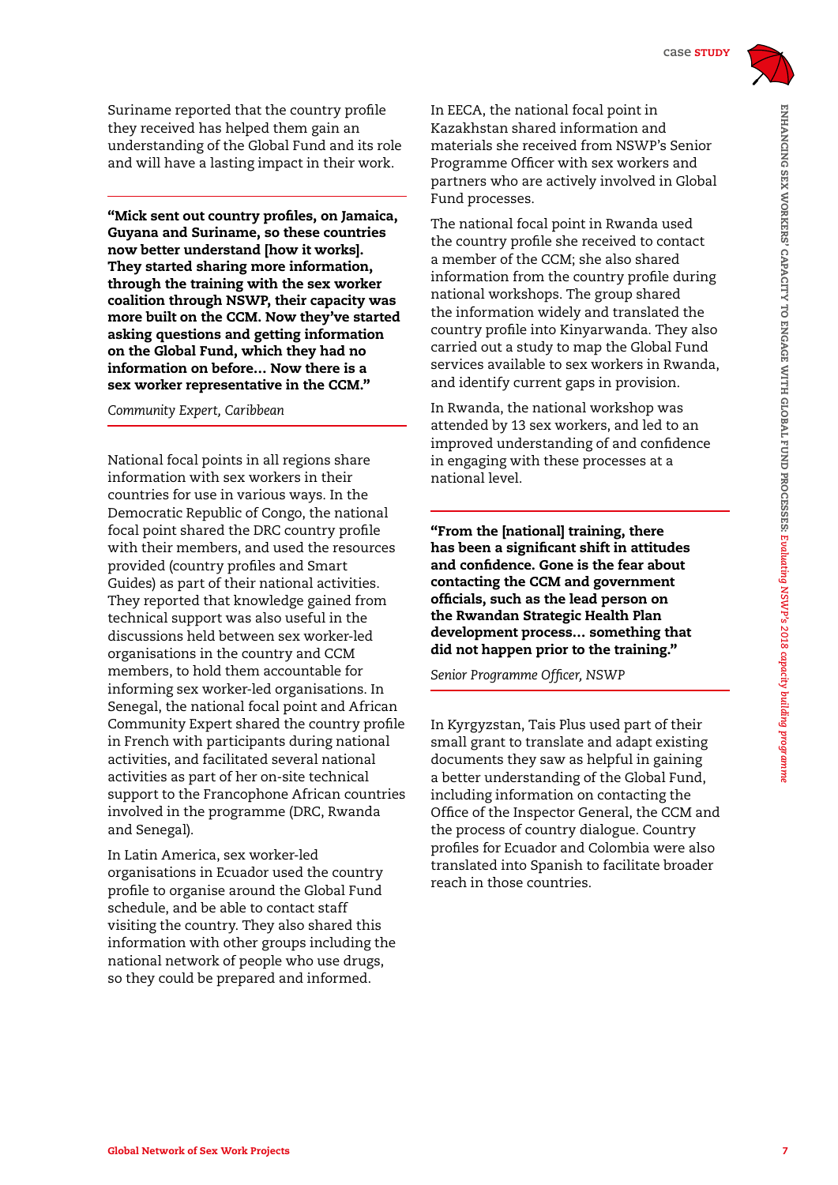Suriname reported that the country profile they received has helped them gain an understanding of the Global Fund and its role and will have a lasting impact in their work.

> **"Mick sent out country profiles, on Jamaica, Guyana and Suriname, so these countries now better understand [how it works]. They started sharing more information, through the training with the sex worker coalition through NSWP, their capacity was more built on the CCM. Now they've started asking questions and getting information on the Global Fund, which they had no information on before… Now there is a sex worker representative in the CCM."**
>
> *Community Expert, Caribbean*

National focal points in all regions share information with sex workers in their countries for use in various ways. In the Democratic Republic of Congo, the national focal point shared the DRC country profile with their members, and used the resources provided (country profiles and Smart Guides) as part of their national activities. They reported that knowledge gained from technical support was also useful in the discussions held between sex worker-led organisations in the country and CCM members, to hold them accountable for informing sex worker-led organisations. In Senegal, the national focal point and African Community Expert shared the country profile in French with participants during national activities, and facilitated several national activities as part of her on-site technical support to the Francophone African countries involved in the programme (DRC, Rwanda and Senegal).

In Latin America, sex worker-led organisations in Ecuador used the country profile to organise around the Global Fund schedule, and be able to contact staff visiting the country. They also shared this information with other groups including the national network of people who use drugs, so they could be prepared and informed.

In EECA, the national focal point in Kazakhstan shared information and materials she received from NSWP's Senior Programme Officer with sex workers and partners who are actively involved in Global Fund processes.

The national focal point in Rwanda used the country profile she received to contact a member of the CCM; she also shared information from the country profile during national workshops. The group shared the information widely and translated the country profile into Kinyarwanda. They also carried out a study to map the Global Fund services available to sex workers in Rwanda, and identify current gaps in provision.

In Rwanda, the national workshop was attended by 13 sex workers, and led to an improved understanding of and confidence in engaging with these processes at a national level.

> **"From the [national] training, there has been a significant shift in attitudes and confidence. Gone is the fear about contacting the CCM and government officials, such as the lead person on the Rwandan Strategic Health Plan development process… something that did not happen prior to the training."**
>
> *Senior Programme Officer, NSWP*

In Kyrgyzstan, Tais Plus used part of their small grant to translate and adapt existing documents they saw as helpful in gaining a better understanding of the Global Fund, including information on contacting the Office of the Inspector General, the CCM and the process of country dialogue. Country profiles for Ecuador and Colombia were also translated into Spanish to facilitate broader reach in those countries.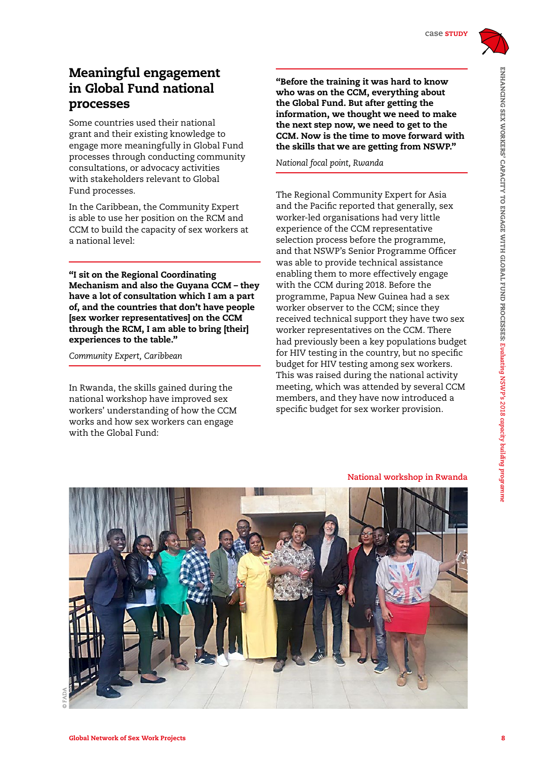## Meaningful engagement in Global Fund national processes

Some countries used their national grant and their existing knowledge to engage more meaningfully in Global Fund processes through conducting community consultations, or advocacy activities with stakeholders relevant to Global Fund processes.

In the Caribbean, the Community Expert is able to use her position on the RCM and CCM to build the capacity of sex workers at a national level:

**"I sit on the Regional Coordinating Mechanism and also the Guyana CCM – they have a lot of consultation which I am a part of, and the countries that don't have people [sex worker representatives] on the CCM through the RCM, I am able to bring [their] experiences to the table."**

*Community Expert, Caribbean*

In Rwanda, the skills gained during the national workshop have improved sex workers' understanding of how the CCM works and how sex workers can engage with the Global Fund:

**"Before the training it was hard to know who was on the CCM, everything about the Global Fund. But after getting the information, we thought we need to make the next step now, we need to get to the CCM. Now is the time to move forward with the skills that we are getting from NSWP."**

*National focal point, Rwanda*

The Regional Community Expert for Asia and the Pacific reported that generally, sex worker-led organisations had very little experience of the CCM representative selection process before the programme, and that NSWP's Senior Programme Officer was able to provide technical assistance enabling them to more effectively engage with the CCM during 2018. Before the programme, Papua New Guinea had a sex worker observer to the CCM; since they received technical support they have two sex worker representatives on the CCM. There had previously been a key populations budget for HIV testing in the country, but no specific budget for HIV testing among sex workers. This was raised during the national activity meeting, which was attended by several CCM members, and they have now introduced a specific budget for sex worker provision.

National workshop in Rwanda

© FADA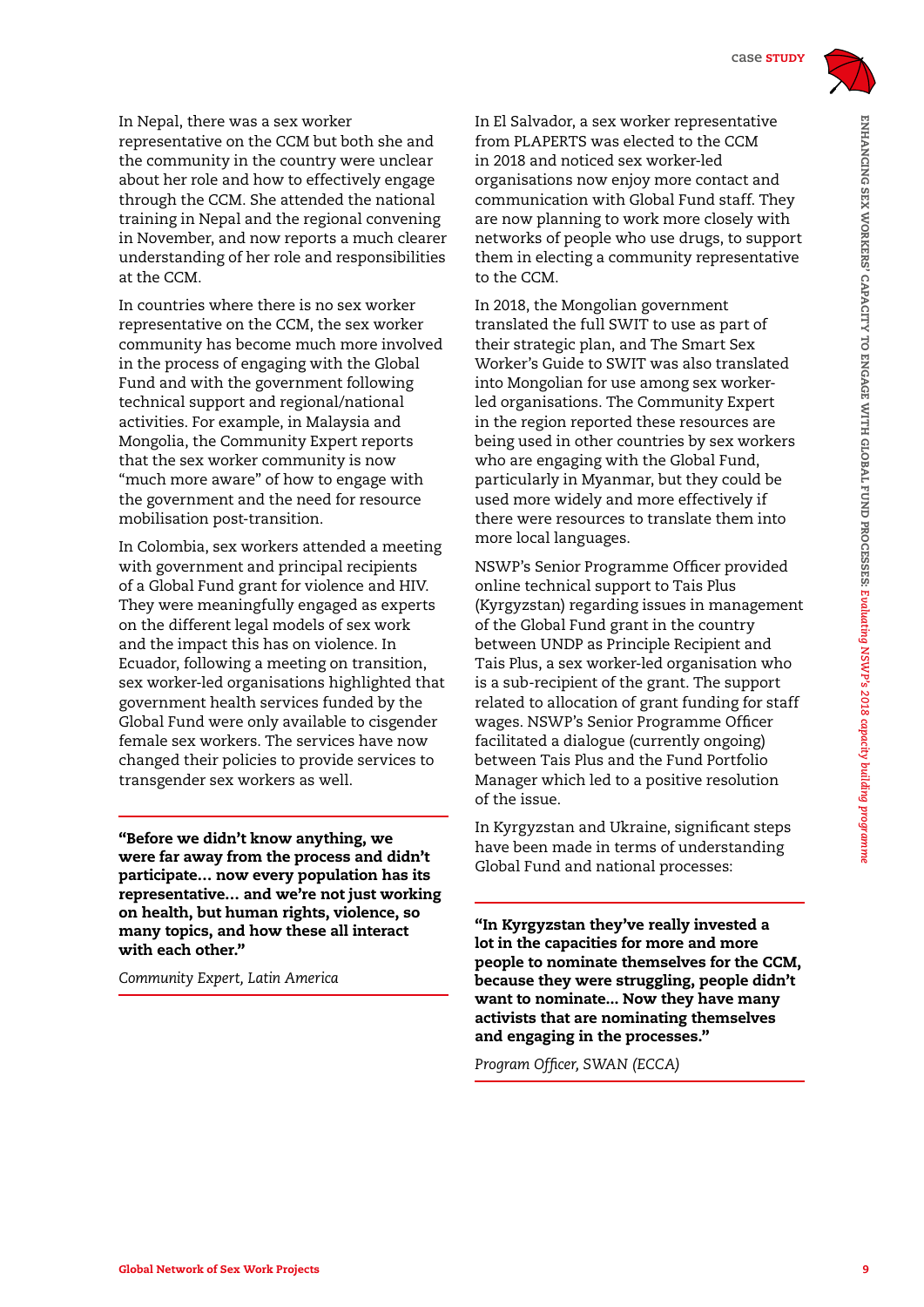In Nepal, there was a sex worker representative on the CCM but both she and the community in the country were unclear about her role and how to effectively engage through the CCM. She attended the national training in Nepal and the regional convening in November, and now reports a much clearer understanding of her role and responsibilities at the CCM.

In countries where there is no sex worker representative on the CCM, the sex worker community has become much more involved in the process of engaging with the Global Fund and with the government following technical support and regional/national activities. For example, in Malaysia and Mongolia, the Community Expert reports that the sex worker community is now "much more aware" of how to engage with the government and the need for resource mobilisation post-transition.

In Colombia, sex workers attended a meeting with government and principal recipients of a Global Fund grant for violence and HIV. They were meaningfully engaged as experts on the different legal models of sex work and the impact this has on violence. In Ecuador, following a meeting on transition, sex worker-led organisations highlighted that government health services funded by the Global Fund were only available to cisgender female sex workers. The services have now changed their policies to provide services to transgender sex workers as well.

> **"Before we didn't know anything, we were far away from the process and didn't participate… now every population has its representative… and we're not just working on health, but human rights, violence, so many topics, and how these all interact with each other."**
>
> *Community Expert, Latin America*

In El Salvador, a sex worker representative from PLAPERTS was elected to the CCM in 2018 and noticed sex worker-led organisations now enjoy more contact and communication with Global Fund staff. They are now planning to work more closely with networks of people who use drugs, to support them in electing a community representative to the CCM.

In 2018, the Mongolian government translated the full SWIT to use as part of their strategic plan, and The Smart Sex Worker's Guide to SWIT was also translated into Mongolian for use among sex worker-led organisations. The Community Expert in the region reported these resources are being used in other countries by sex workers who are engaging with the Global Fund, particularly in Myanmar, but they could be used more widely and more effectively if there were resources to translate them into more local languages.

NSWP's Senior Programme Officer provided online technical support to Tais Plus (Kyrgyzstan) regarding issues in management of the Global Fund grant in the country between UNDP as Principle Recipient and Tais Plus, a sex worker-led organisation who is a sub-recipient of the grant. The support related to allocation of grant funding for staff wages. NSWP's Senior Programme Officer facilitated a dialogue (currently ongoing) between Tais Plus and the Fund Portfolio Manager which led to a positive resolution of the issue.

In Kyrgyzstan and Ukraine, significant steps have been made in terms of understanding Global Fund and national processes:

> **"In Kyrgyzstan they've really invested a lot in the capacities for more and more people to nominate themselves for the CCM, because they were struggling, people didn't want to nominate… Now they have many activists that are nominating themselves and engaging in the processes."**
>
> *Program Officer, SWAN (ECCA)*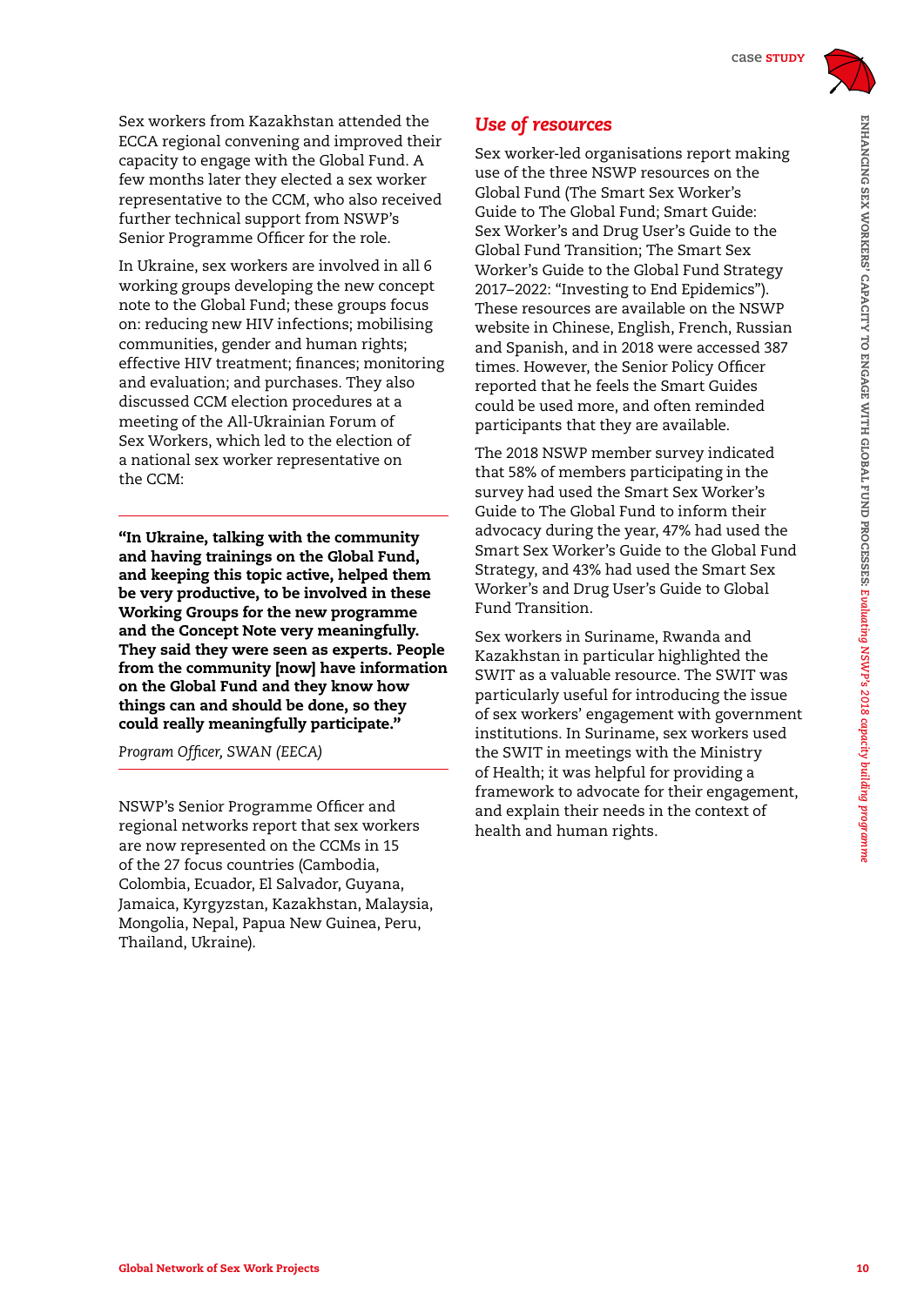Sex workers from Kazakhstan attended the ECCA regional convening and improved their capacity to engage with the Global Fund. A few months later they elected a sex worker representative to the CCM, who also received further technical support from NSWP's Senior Programme Officer for the role.

In Ukraine, sex workers are involved in all 6 working groups developing the new concept note to the Global Fund; these groups focus on: reducing new HIV infections; mobilising communities, gender and human rights; effective HIV treatment; finances; monitoring and evaluation; and purchases. They also discussed CCM election procedures at a meeting of the All-Ukrainian Forum of Sex Workers, which led to the election of a national sex worker representative on the CCM:

> **"In Ukraine, talking with the community and having trainings on the Global Fund, and keeping this topic active, helped them be very productive, to be involved in these Working Groups for the new programme and the Concept Note very meaningfully. They said they were seen as experts. People from the community [now] have information on the Global Fund and they know how things can and should be done, so they could really meaningfully participate."**
>
> *Program Officer, SWAN (EECA)*

NSWP's Senior Programme Officer and regional networks report that sex workers are now represented on the CCMs in 15 of the 27 focus countries (Cambodia, Colombia, Ecuador, El Salvador, Guyana, Jamaica, Kyrgyzstan, Kazakhstan, Malaysia, Mongolia, Nepal, Papua New Guinea, Peru, Thailand, Ukraine).

## *Use of resources*

Sex worker-led organisations report making use of the three NSWP resources on the Global Fund (The Smart Sex Worker's Guide to The Global Fund; Smart Guide: Sex Worker's and Drug User's Guide to the Global Fund Transition; The Smart Sex Worker's Guide to the Global Fund Strategy 2017–2022: "Investing to End Epidemics"). These resources are available on the NSWP website in Chinese, English, French, Russian and Spanish, and in 2018 were accessed 387 times. However, the Senior Policy Officer reported that he feels the Smart Guides could be used more, and often reminded participants that they are available.

The 2018 NSWP member survey indicated that 58% of members participating in the survey had used the Smart Sex Worker's Guide to The Global Fund to inform their advocacy during the year, 47% had used the Smart Sex Worker's Guide to the Global Fund Strategy, and 43% had used the Smart Sex Worker's and Drug User's Guide to Global Fund Transition.

Sex workers in Suriname, Rwanda and Kazakhstan in particular highlighted the SWIT as a valuable resource. The SWIT was particularly useful for introducing the issue of sex workers' engagement with government institutions. In Suriname, sex workers used the SWIT in meetings with the Ministry of Health; it was helpful for providing a framework to advocate for their engagement, and explain their needs in the context of health and human rights.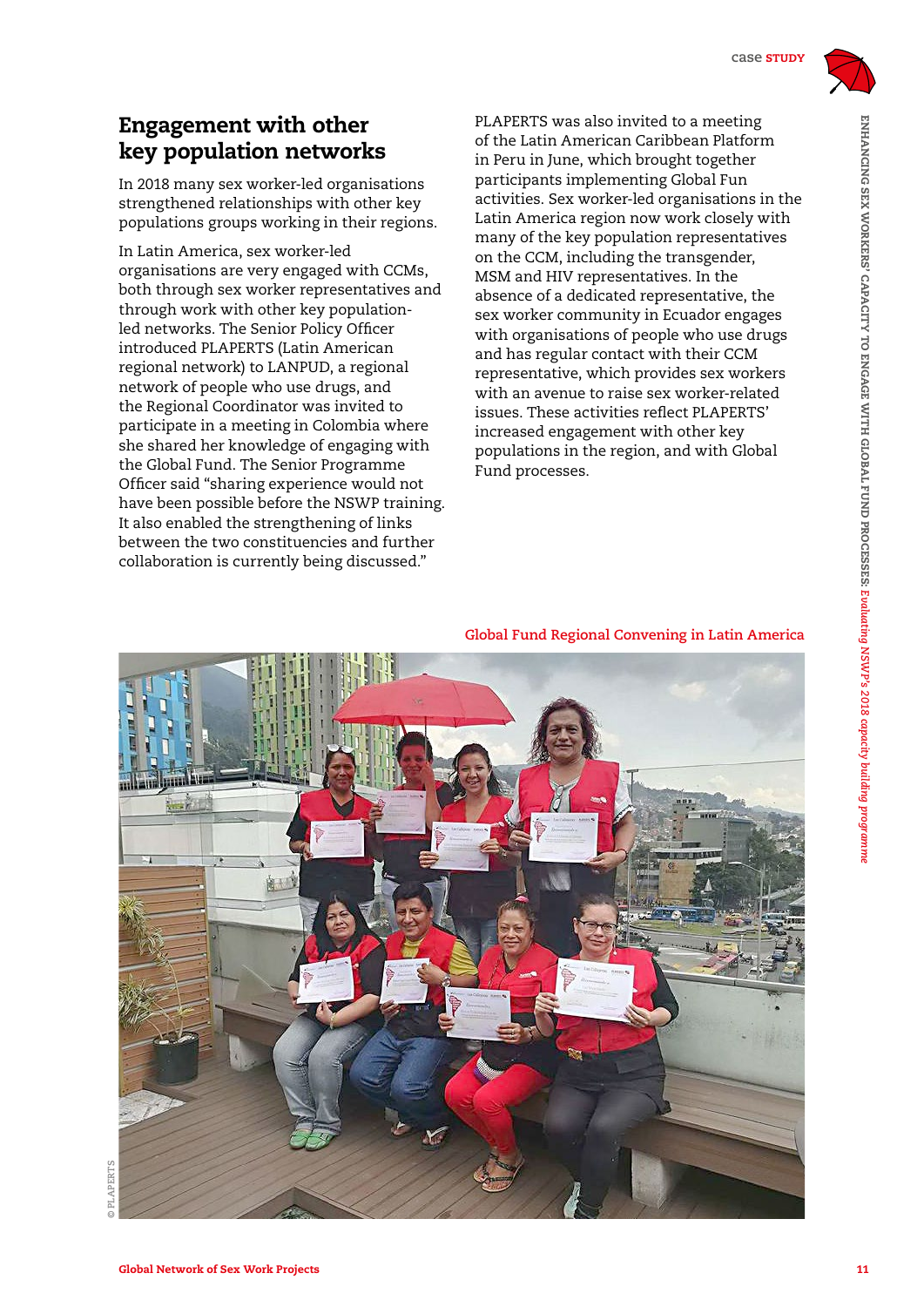## Engagement with other key population networks

In 2018 many sex worker-led organisations strengthened relationships with other key populations groups working in their regions.

In Latin America, sex worker-led organisations are very engaged with CCMs, both through sex worker representatives and through work with other key population-led networks. The Senior Policy Officer introduced PLAPERTS (Latin American regional network) to LANPUD, a regional network of people who use drugs, and the Regional Coordinator was invited to participate in a meeting in Colombia where she shared her knowledge of engaging with the Global Fund. The Senior Programme Officer said "sharing experience would not have been possible before the NSWP training. It also enabled the strengthening of links between the two constituencies and further collaboration is currently being discussed."

PLAPERTS was also invited to a meeting of the Latin American Caribbean Platform in Peru in June, which brought together participants implementing Global Fun activities. Sex worker-led organisations in the Latin America region now work closely with many of the key population representatives on the CCM, including the transgender, MSM and HIV representatives. In the absence of a dedicated representative, the sex worker community in Ecuador engages with organisations of people who use drugs and has regular contact with their CCM representative, which provides sex workers with an avenue to raise sex worker-related issues. These activities reflect PLAPERTS' increased engagement with other key populations in the region, and with Global Fund processes.

Global Fund Regional Convening in Latin America

© PLAPERTS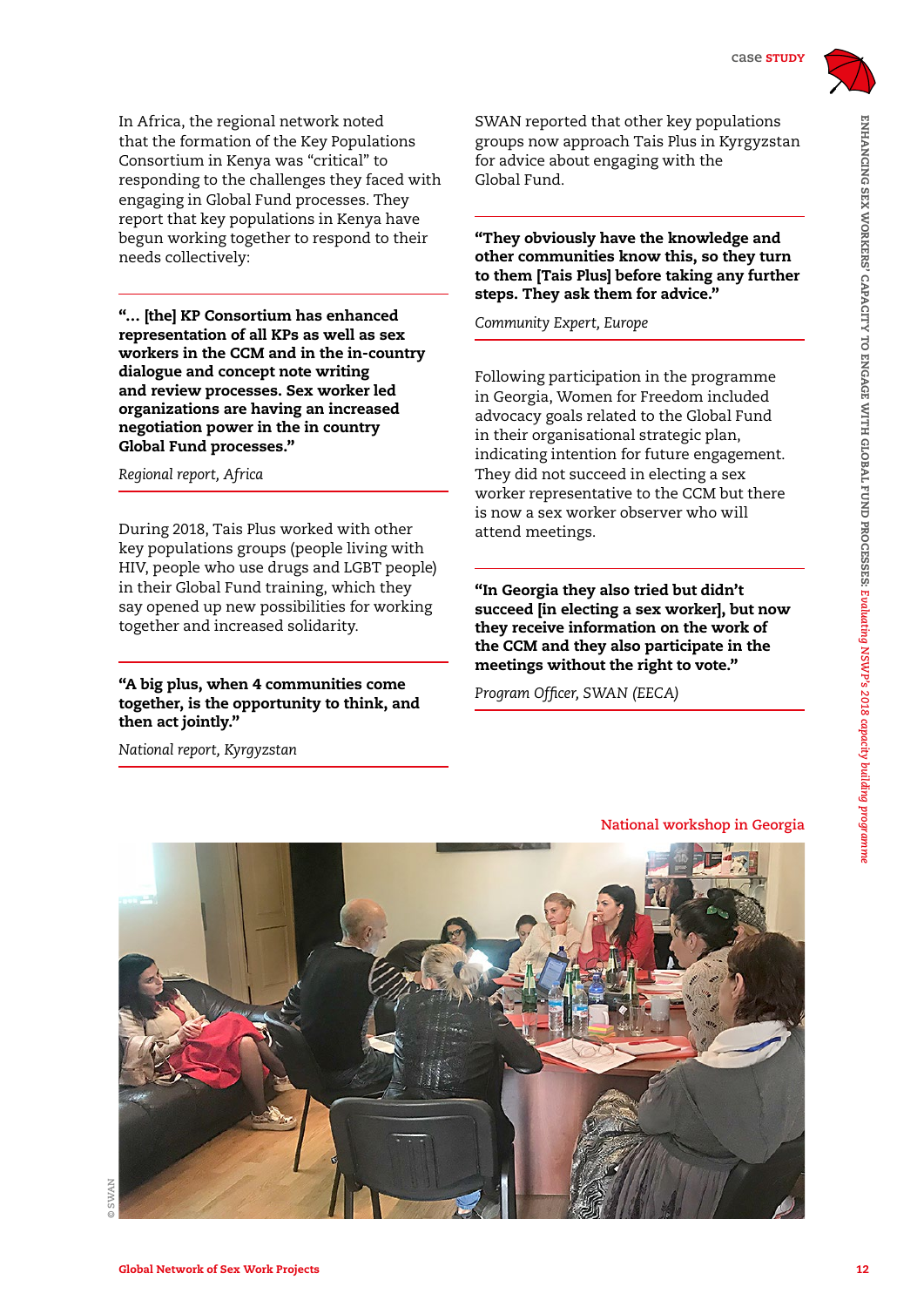In Africa, the regional network noted that the formation of the Key Populations Consortium in Kenya was "critical" to responding to the challenges they faced with engaging in Global Fund processes. They report that key populations in Kenya have begun working together to respond to their needs collectively:

> **"… [the] KP Consortium has enhanced representation of all KPs as well as sex workers in the CCM and in the in-country dialogue and concept note writing and review processes. Sex worker led organizations are having an increased negotiation power in the in country Global Fund processes."**
>
> *Regional report, Africa*

During 2018, Tais Plus worked with other key populations groups (people living with HIV, people who use drugs and LGBT people) in their Global Fund training, which they say opened up new possibilities for working together and increased solidarity.

> **"A big plus, when 4 communities come together, is the opportunity to think, and then act jointly."**
>
> *National report, Kyrgyzstan*

SWAN reported that other key populations groups now approach Tais Plus in Kyrgyzstan for advice about engaging with the Global Fund.

> **"They obviously have the knowledge and other communities know this, so they turn to them [Tais Plus] before taking any further steps. They ask them for advice."**
>
> *Community Expert, Europe*

Following participation in the programme in Georgia, Women for Freedom included advocacy goals related to the Global Fund in their organisational strategic plan, indicating intention for future engagement. They did not succeed in electing a sex worker representative to the CCM but there is now a sex worker observer who will attend meetings.

> **"In Georgia they also tried but didn't succeed [in electing a sex worker], but now they receive information on the work of the CCM and they also participate in the meetings without the right to vote."**
>
> *Program Officer, SWAN (EECA)*

National workshop in Georgia

© SWAN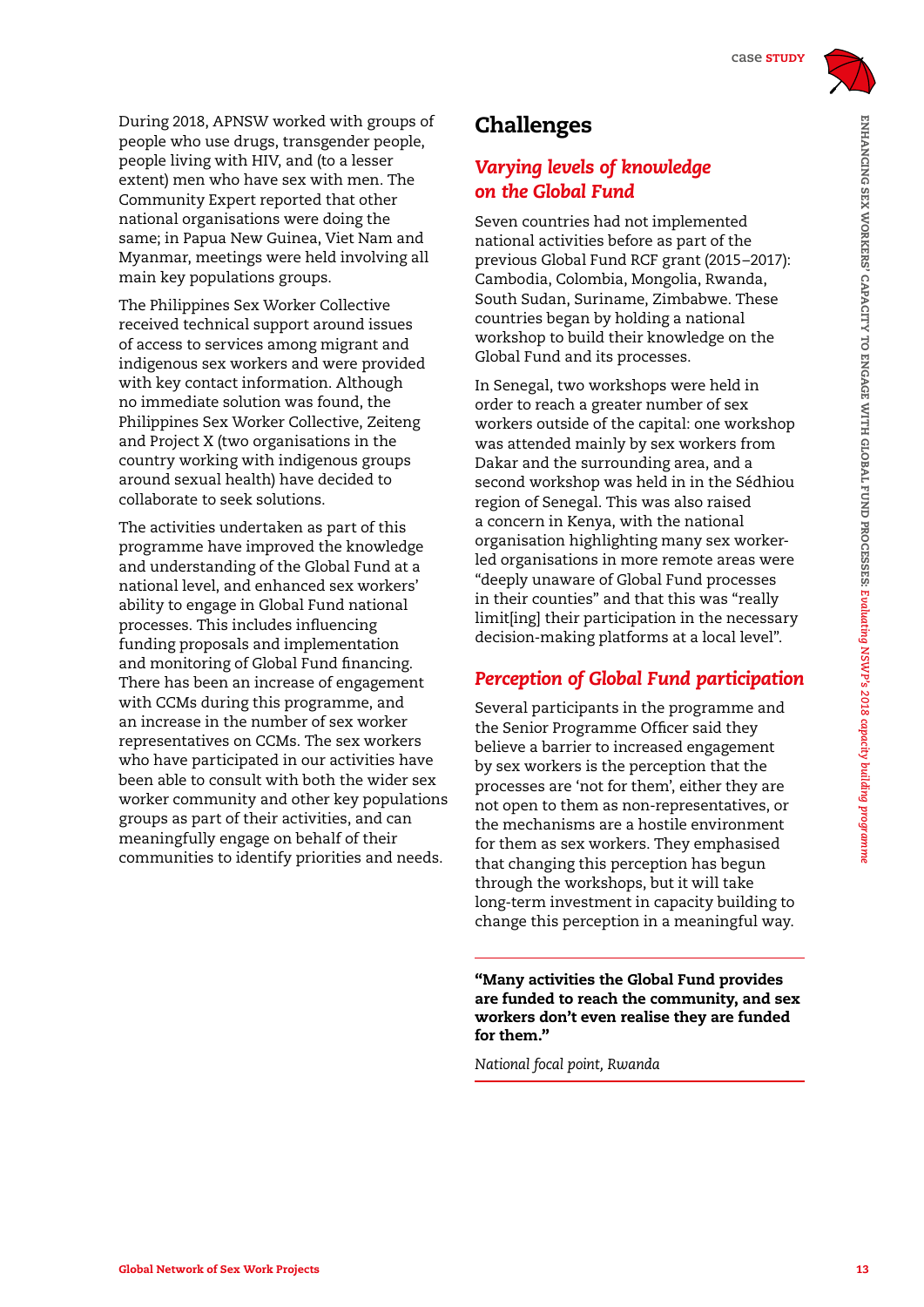During 2018, APNSW worked with groups of people who use drugs, transgender people, people living with HIV, and (to a lesser extent) men who have sex with men. The Community Expert reported that other national organisations were doing the same; in Papua New Guinea, Viet Nam and Myanmar, meetings were held involving all main key populations groups.

The Philippines Sex Worker Collective received technical support around issues of access to services among migrant and indigenous sex workers and were provided with key contact information. Although no immediate solution was found, the Philippines Sex Worker Collective, Zeiteng and Project X (two organisations in the country working with indigenous groups around sexual health) have decided to collaborate to seek solutions.

The activities undertaken as part of this programme have improved the knowledge and understanding of the Global Fund at a national level, and enhanced sex workers' ability to engage in Global Fund national processes. This includes influencing funding proposals and implementation and monitoring of Global Fund financing. There has been an increase of engagement with CCMs during this programme, and an increase in the number of sex worker representatives on CCMs. The sex workers who have participated in our activities have been able to consult with both the wider sex worker community and other key populations groups as part of their activities, and can meaningfully engage on behalf of their communities to identify priorities and needs.

## Challenges

### *Varying levels of knowledge on the Global Fund*

Seven countries had not implemented national activities before as part of the previous Global Fund RCF grant (2015–2017): Cambodia, Colombia, Mongolia, Rwanda, South Sudan, Suriname, Zimbabwe. These countries began by holding a national workshop to build their knowledge on the Global Fund and its processes.

In Senegal, two workshops were held in order to reach a greater number of sex workers outside of the capital: one workshop was attended mainly by sex workers from Dakar and the surrounding area, and a second workshop was held in in the Sédhiou region of Senegal. This was also raised a concern in Kenya, with the national organisation highlighting many sex worker-led organisations in more remote areas were "deeply unaware of Global Fund processes in their counties" and that this was "really limit[ing] their participation in the necessary decision-making platforms at a local level".

### *Perception of Global Fund participation*

Several participants in the programme and the Senior Programme Officer said they believe a barrier to increased engagement by sex workers is the perception that the processes are 'not for them', either they are not open to them as non-representatives, or the mechanisms are a hostile environment for them as sex workers. They emphasised that changing this perception has begun through the workshops, but it will take long-term investment in capacity building to change this perception in a meaningful way.

**"Many activities the Global Fund provides are funded to reach the community, and sex workers don't even realise they are funded for them."**

*National focal point, Rwanda*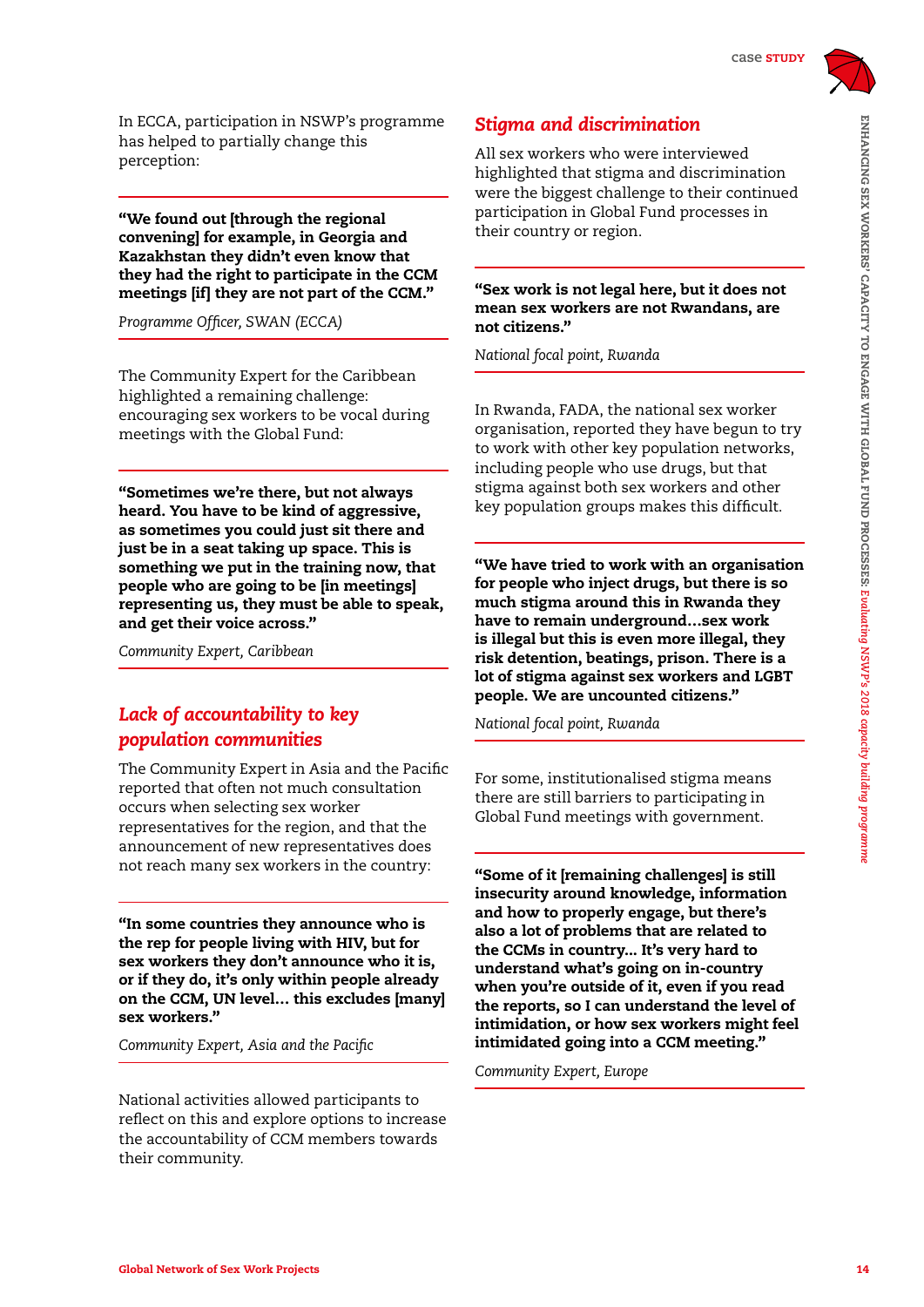In ECCA, participation in NSWP's programme has helped to partially change this perception:

> **"We found out [through the regional convening] for example, in Georgia and Kazakhstan they didn't even know that they had the right to participate in the CCM meetings [if] they are not part of the CCM."**
>
> *Programme Officer, SWAN (ECCA)*

The Community Expert for the Caribbean highlighted a remaining challenge: encouraging sex workers to be vocal during meetings with the Global Fund:

> **"Sometimes we're there, but not always heard. You have to be kind of aggressive, as sometimes you could just sit there and just be in a seat taking up space. This is something we put in the training now, that people who are going to be [in meetings] representing us, they must be able to speak, and get their voice across."**
>
> *Community Expert, Caribbean*

## *Lack of accountability to key population communities*

The Community Expert in Asia and the Pacific reported that often not much consultation occurs when selecting sex worker representatives for the region, and that the announcement of new representatives does not reach many sex workers in the country:

> **"In some countries they announce who is the rep for people living with HIV, but for sex workers they don't announce who it is, or if they do, it's only within people already on the CCM, UN level… this excludes [many] sex workers."**
>
> *Community Expert, Asia and the Pacific*

National activities allowed participants to reflect on this and explore options to increase the accountability of CCM members towards their community.

## *Stigma and discrimination*

All sex workers who were interviewed highlighted that stigma and discrimination were the biggest challenge to their continued participation in Global Fund processes in their country or region.

> **"Sex work is not legal here, but it does not mean sex workers are not Rwandans, are not citizens."**
>
> *National focal point, Rwanda*

In Rwanda, FADA, the national sex worker organisation, reported they have begun to try to work with other key population networks, including people who use drugs, but that stigma against both sex workers and other key population groups makes this difficult.

> **"We have tried to work with an organisation for people who inject drugs, but there is so much stigma around this in Rwanda they have to remain underground…sex work is illegal but this is even more illegal, they risk detention, beatings, prison. There is a lot of stigma against sex workers and LGBT people. We are uncounted citizens."**
>
> *National focal point, Rwanda*

For some, institutionalised stigma means there are still barriers to participating in Global Fund meetings with government.

> **"Some of it [remaining challenges] is still insecurity around knowledge, information and how to properly engage, but there's also a lot of problems that are related to the CCMs in country… It's very hard to understand what's going on in-country when you're outside of it, even if you read the reports, so I can understand the level of intimidation, or how sex workers might feel intimidated going into a CCM meeting."**
>
> *Community Expert, Europe*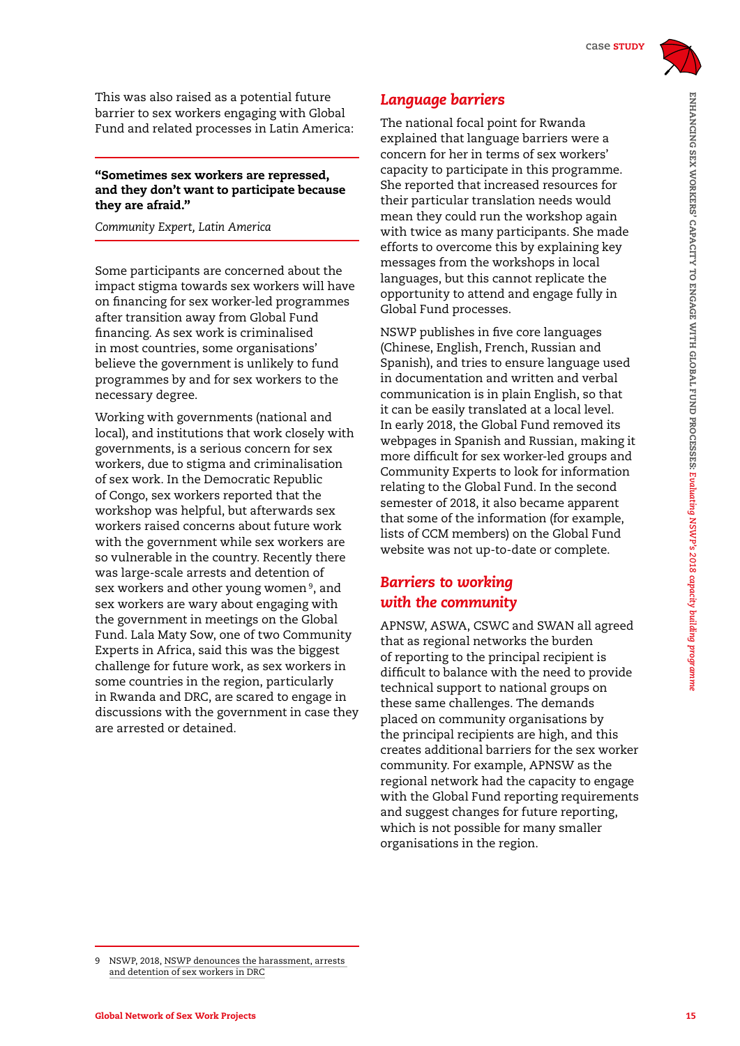This was also raised as a potential future barrier to sex workers engaging with Global Fund and related processes in Latin America:

**"Sometimes sex workers are repressed, and they don't want to participate because they are afraid."**

*Community Expert, Latin America*

Some participants are concerned about the impact stigma towards sex workers will have on financing for sex worker-led programmes after transition away from Global Fund financing. As sex work is criminalised in most countries, some organisations' believe the government is unlikely to fund programmes by and for sex workers to the necessary degree.

Working with governments (national and local), and institutions that work closely with governments, is a serious concern for sex workers, due to stigma and criminalisation of sex work. In the Democratic Republic of Congo, sex workers reported that the workshop was helpful, but afterwards sex workers raised concerns about future work with the government while sex workers are so vulnerable in the country. Recently there was large-scale arrests and detention of sex workers and other young women[9], and sex workers are wary about engaging with the government in meetings on the Global Fund. Lala Maty Sow, one of two Community Experts in Africa, said this was the biggest challenge for future work, as sex workers in some countries in the region, particularly in Rwanda and DRC, are scared to engage in discussions with the government in case they are arrested or detained.

## *Language barriers*

The national focal point for Rwanda explained that language barriers were a concern for her in terms of sex workers' capacity to participate in this programme. She reported that increased resources for their particular translation needs would mean they could run the workshop again with twice as many participants. She made efforts to overcome this by explaining key messages from the workshops in local languages, but this cannot replicate the opportunity to attend and engage fully in Global Fund processes.

NSWP publishes in five core languages (Chinese, English, French, Russian and Spanish), and tries to ensure language used in documentation and written and verbal communication is in plain English, so that it can be easily translated at a local level. In early 2018, the Global Fund removed its webpages in Spanish and Russian, making it more difficult for sex worker-led groups and Community Experts to look for information relating to the Global Fund. In the second semester of 2018, it also became apparent that some of the information (for example, lists of CCM members) on the Global Fund website was not up-to-date or complete.

## *Barriers to working with the community*

APNSW, ASWA, CSWC and SWAN all agreed that as regional networks the burden of reporting to the principal recipient is difficult to balance with the need to provide technical support to national groups on these same challenges. The demands placed on community organisations by the principal recipients are high, and this creates additional barriers for the sex worker community. For example, APNSW as the regional network had the capacity to engage with the Global Fund reporting requirements and suggest changes for future reporting, which is not possible for many smaller organisations in the region.

---

9 NSWP, 2018, NSWP denounces the harassment, arrests and detention of sex workers in DRC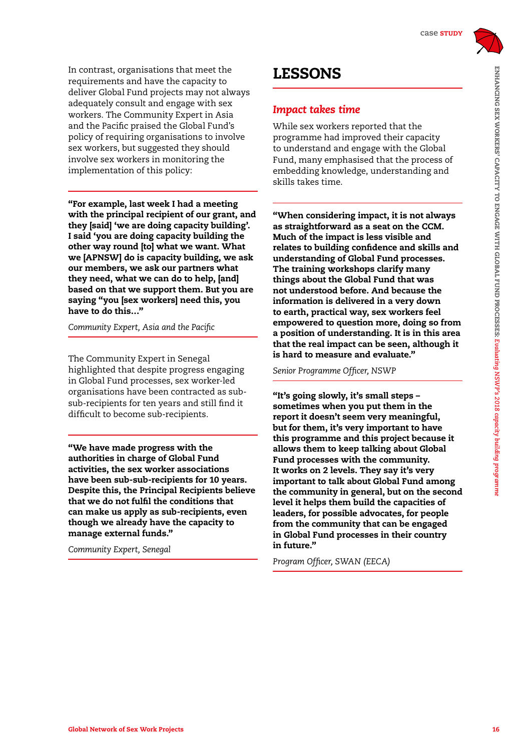In contrast, organisations that meet the requirements and have the capacity to deliver Global Fund projects may not always adequately consult and engage with sex workers. The Community Expert in Asia and the Pacific praised the Global Fund's policy of requiring organisations to involve sex workers, but suggested they should involve sex workers in monitoring the implementation of this policy:

**"For example, last week I had a meeting with the principal recipient of our grant, and they [said] 'we are doing capacity building'. I said 'you are doing capacity building the other way round [to] what we want. What we [APNSW] do is capacity building, we ask our members, we ask our partners what they need, what we can do to help, [and] based on that we support them. But you are saying "you [sex workers] need this, you have to do this…"**

*Community Expert, Asia and the Pacific*

The Community Expert in Senegal highlighted that despite progress engaging in Global Fund processes, sex worker-led organisations have been contracted as sub-sub-recipients for ten years and still find it difficult to become sub-recipients.

**"We have made progress with the authorities in charge of Global Fund activities, the sex worker associations have been sub-sub-recipients for 10 years. Despite this, the Principal Recipients believe that we do not fulfil the conditions that can make us apply as sub-recipients, even though we already have the capacity to manage external funds."**

*Community Expert, Senegal*

# LESSONS

## *Impact takes time*

While sex workers reported that the programme had improved their capacity to understand and engage with the Global Fund, many emphasised that the process of embedding knowledge, understanding and skills takes time.

**"When considering impact, it is not always as straightforward as a seat on the CCM. Much of the impact is less visible and relates to building confidence and skills and understanding of Global Fund processes. The training workshops clarify many things about the Global Fund that was not understood before. And because the information is delivered in a very down to earth, practical way, sex workers feel empowered to question more, doing so from a position of understanding. It is in this area that the real impact can be seen, although it is hard to measure and evaluate."**

*Senior Programme Officer, NSWP*

**"It's going slowly, it's small steps – sometimes when you put them in the report it doesn't seem very meaningful, but for them, it's very important to have this programme and this project because it allows them to keep talking about Global Fund processes with the community. It works on 2 levels. They say it's very important to talk about Global Fund among the community in general, but on the second level it helps them build the capacities of leaders, for possible advocates, for people from the community that can be engaged in Global Fund processes in their country in future."**

*Program Officer, SWAN (EECA)*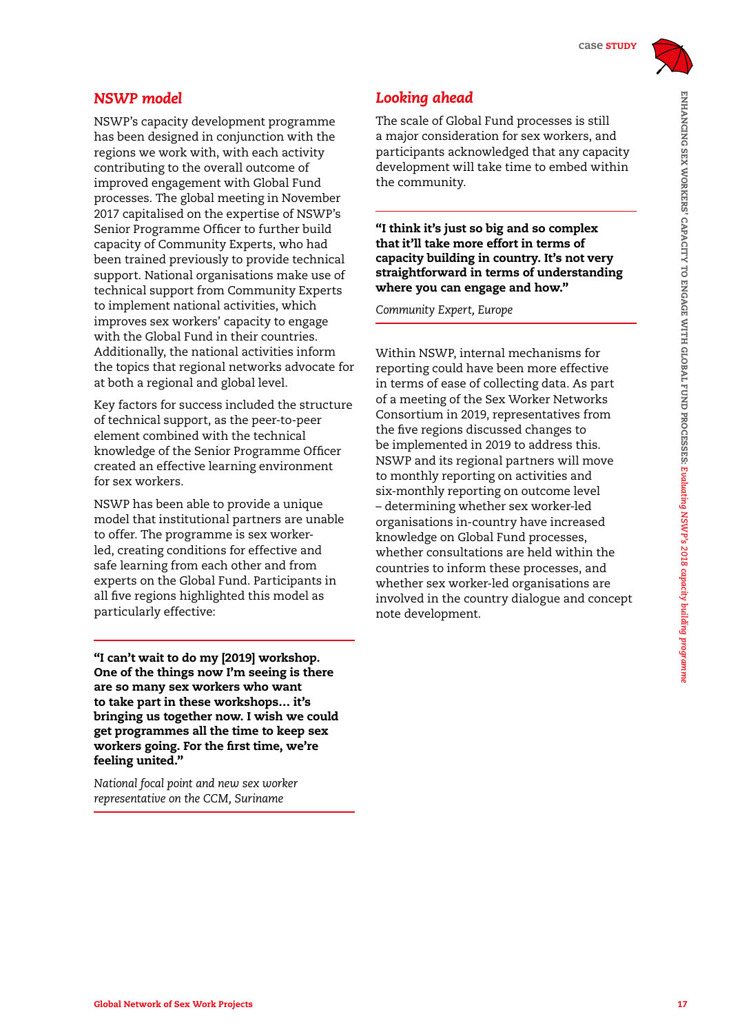## *NSWP model*

NSWP's capacity development programme has been designed in conjunction with the regions we work with, with each activity contributing to the overall outcome of improved engagement with Global Fund processes. The global meeting in November 2017 capitalised on the expertise of NSWP's Senior Programme Officer to further build capacity of Community Experts, who had been trained previously to provide technical support. National organisations make use of technical support from Community Experts to implement national activities, which improves sex workers' capacity to engage with the Global Fund in their countries. Additionally, the national activities inform the topics that regional networks advocate for at both a regional and global level.

Key factors for success included the structure of technical support, as the peer-to-peer element combined with the technical knowledge of the Senior Programme Officer created an effective learning environment for sex workers.

NSWP has been able to provide a unique model that institutional partners are unable to offer. The programme is sex worker-led, creating conditions for effective and safe learning from each other and from experts on the Global Fund. Participants in all five regions highlighted this model as particularly effective:

**"I can't wait to do my [2019] workshop. One of the things now I'm seeing is there are so many sex workers who want to take part in these workshops… it's bringing us together now. I wish we could get programmes all the time to keep sex workers going. For the first time, we're feeling united."**

*National focal point and new sex worker representative on the CCM, Suriname*

## *Looking ahead*

The scale of Global Fund processes is still a major consideration for sex workers, and participants acknowledged that any capacity development will take time to embed within the community.

**"I think it's just so big and so complex that it'll take more effort in terms of capacity building in country. It's not very straightforward in terms of understanding where you can engage and how."**

*Community Expert, Europe*

Within NSWP, internal mechanisms for reporting could have been more effective in terms of ease of collecting data. As part of a meeting of the Sex Worker Networks Consortium in 2019, representatives from the five regions discussed changes to be implemented in 2019 to address this. NSWP and its regional partners will move to monthly reporting on activities and six-monthly reporting on outcome level – determining whether sex worker-led organisations in-country have increased knowledge on Global Fund processes, whether consultations are held within the countries to inform these processes, and whether sex worker-led organisations are involved in the country dialogue and concept note development.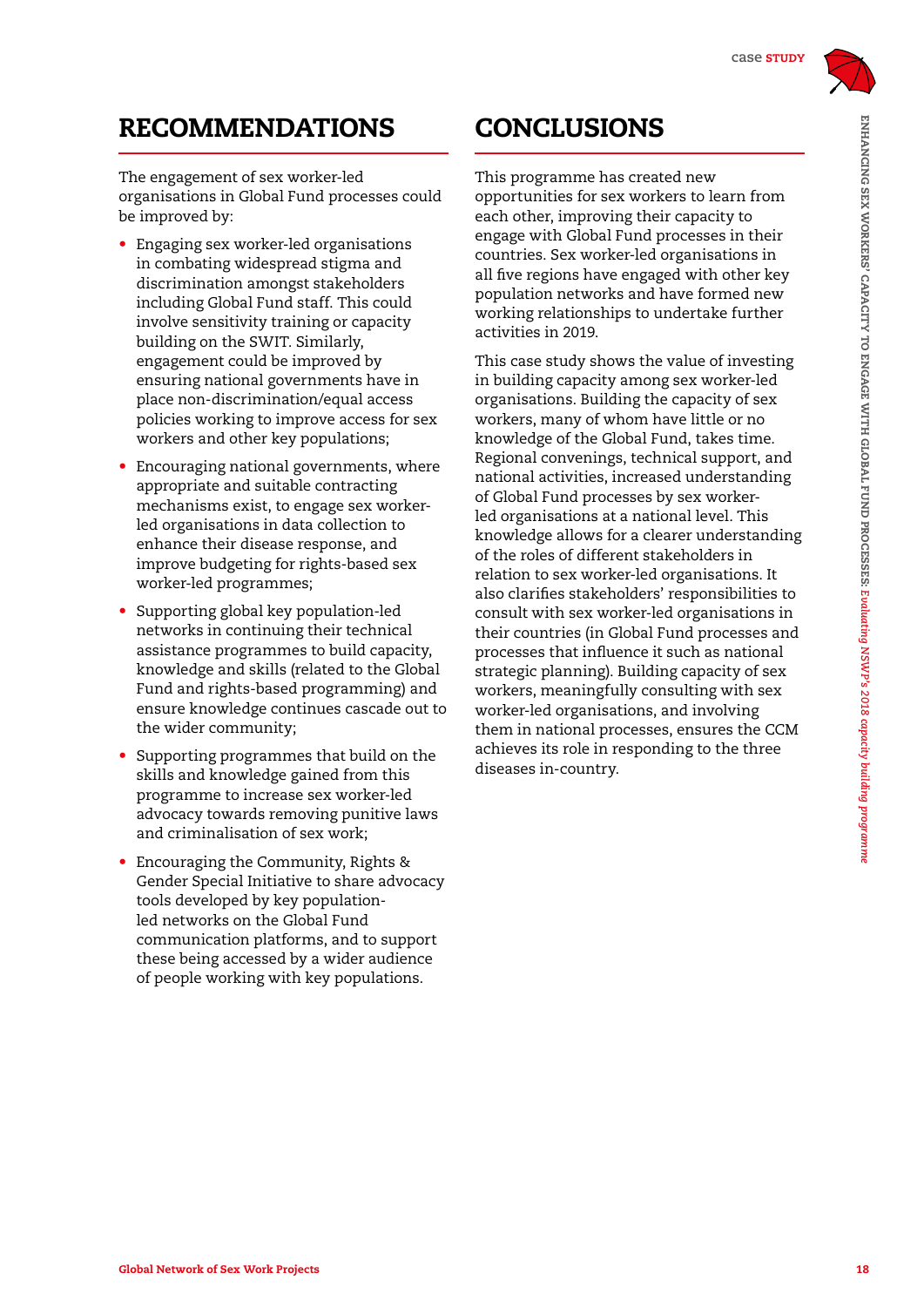## RECOMMENDATIONS

The engagement of sex worker-led organisations in Global Fund processes could be improved by:

- Engaging sex worker-led organisations in combating widespread stigma and discrimination amongst stakeholders including Global Fund staff. This could involve sensitivity training or capacity building on the SWIT. Similarly, engagement could be improved by ensuring national governments have in place non-discrimination/equal access policies working to improve access for sex workers and other key populations;
- Encouraging national governments, where appropriate and suitable contracting mechanisms exist, to engage sex worker-led organisations in data collection to enhance their disease response, and improve budgeting for rights-based sex worker-led programmes;
- Supporting global key population-led networks in continuing their technical assistance programmes to build capacity, knowledge and skills (related to the Global Fund and rights-based programming) and ensure knowledge continues cascade out to the wider community;
- Supporting programmes that build on the skills and knowledge gained from this programme to increase sex worker-led advocacy towards removing punitive laws and criminalisation of sex work;
- Encouraging the Community, Rights & Gender Special Initiative to share advocacy tools developed by key population-led networks on the Global Fund communication platforms, and to support these being accessed by a wider audience of people working with key populations.

## CONCLUSIONS

This programme has created new opportunities for sex workers to learn from each other, improving their capacity to engage with Global Fund processes in their countries. Sex worker-led organisations in all five regions have engaged with other key population networks and have formed new working relationships to undertake further activities in 2019.

This case study shows the value of investing in building capacity among sex worker-led organisations. Building the capacity of sex workers, many of whom have little or no knowledge of the Global Fund, takes time. Regional convenings, technical support, and national activities, increased understanding of Global Fund processes by sex worker-led organisations at a national level. This knowledge allows for a clearer understanding of the roles of different stakeholders in relation to sex worker-led organisations. It also clarifies stakeholders' responsibilities to consult with sex worker-led organisations in their countries (in Global Fund processes and processes that influence it such as national strategic planning). Building capacity of sex workers, meaningfully consulting with sex worker-led organisations, and involving them in national processes, ensures the CCM achieves its role in responding to the three diseases in-country.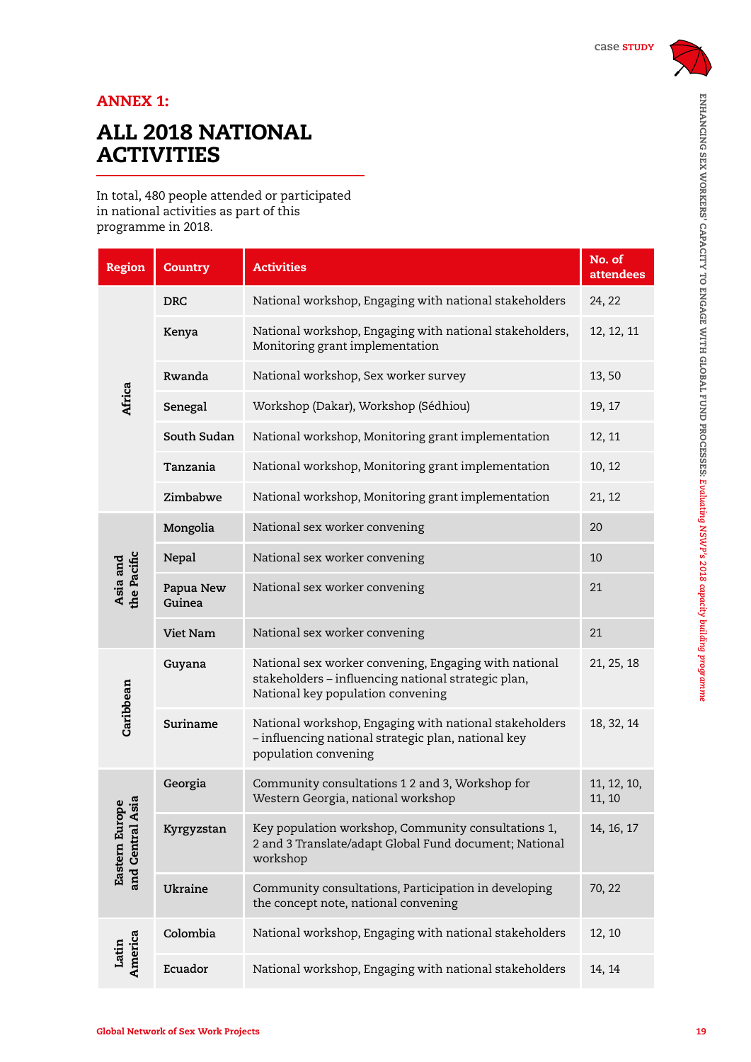## ANNEX 1:

# ALL 2018 NATIONAL ACTIVITIES

In total, 480 people attended or participated in national activities as part of this programme in 2018.

| Region | Country | Activities | No. of attendees |
|---|---|---|---|
| Africa | DRC | National workshop, Engaging with national stakeholders | 24, 22 |
| | Kenya | National workshop, Engaging with national stakeholders, Monitoring grant implementation | 12, 12, 11 |
| | Rwanda | National workshop, Sex worker survey | 13, 50 |
| | Senegal | Workshop (Dakar), Workshop (Sédhiou) | 19, 17 |
| | South Sudan | National workshop, Monitoring grant implementation | 12, 11 |
| | Tanzania | National workshop, Monitoring grant implementation | 10, 12 |
| | Zimbabwe | National workshop, Monitoring grant implementation | 21, 12 |
| Asia and the Pacific | Mongolia | National sex worker convening | 20 |
| | Nepal | National sex worker convening | 10 |
| | Papua New Guinea | National sex worker convening | 21 |
| | Viet Nam | National sex worker convening | 21 |
| Caribbean | Guyana | National sex worker convening, Engaging with national stakeholders – influencing national strategic plan, National key population convening | 21, 25, 18 |
| | Suriname | National workshop, Engaging with national stakeholders – influencing national strategic plan, national key population convening | 18, 32, 14 |
| Eastern Europe and Central Asia | Georgia | Community consultations 1 2 and 3, Workshop for Western Georgia, national workshop | 11, 12, 10, 11, 10 |
| | Kyrgyzstan | Key population workshop, Community consultations 1, 2 and 3 Translate/adapt Global Fund document; National workshop | 14, 16, 17 |
| | Ukraine | Community consultations, Participation in developing the concept note, national convening | 70, 22 |
| Latin America | Colombia | National workshop, Engaging with national stakeholders | 12, 10 |
| | Ecuador | National workshop, Engaging with national stakeholders | 14, 14 |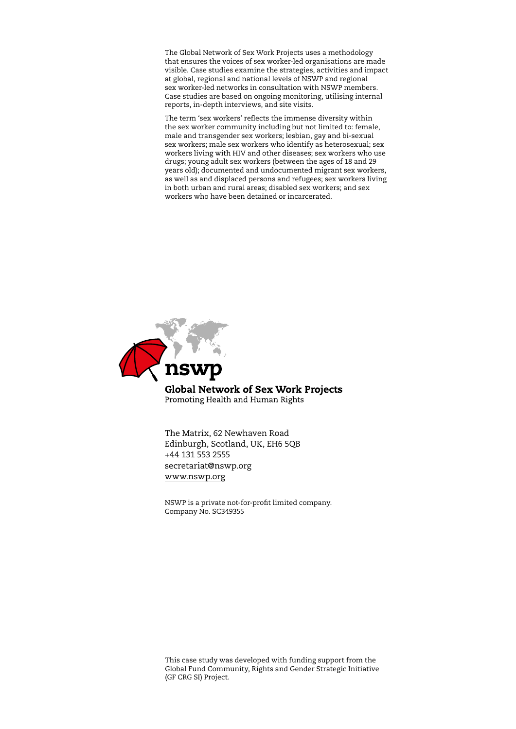The Global Network of Sex Work Projects uses a methodology that ensures the voices of sex worker-led organisations are made visible. Case studies examine the strategies, activities and impact at global, regional and national levels of NSWP and regional sex worker-led networks in consultation with NSWP members. Case studies are based on ongoing monitoring, utilising internal reports, in-depth interviews, and site visits.

The term 'sex workers' reflects the immense diversity within the sex worker community including but not limited to: female, male and transgender sex workers; lesbian, gay and bi-sexual sex workers; male sex workers who identify as heterosexual; sex workers living with HIV and other diseases; sex workers who use drugs; young adult sex workers (between the ages of 18 and 29 years old); documented and undocumented migrant sex workers, as well as and displaced persons and refugees; sex workers living in both urban and rural areas; disabled sex workers; and sex workers who have been detained or incarcerated.

nswp

**Global Network of Sex Work Projects**
Promoting Health and Human Rights

The Matrix, 62 Newhaven Road
Edinburgh, Scotland, UK, EH6 5QB
+44 131 553 2555
secretariat@nswp.org
www.nswp.org

NSWP is a private not-for-profit limited company.
Company No. SC349355

This case study was developed with funding support from the Global Fund Community, Rights and Gender Strategic Initiative (GF CRG SI) Project.